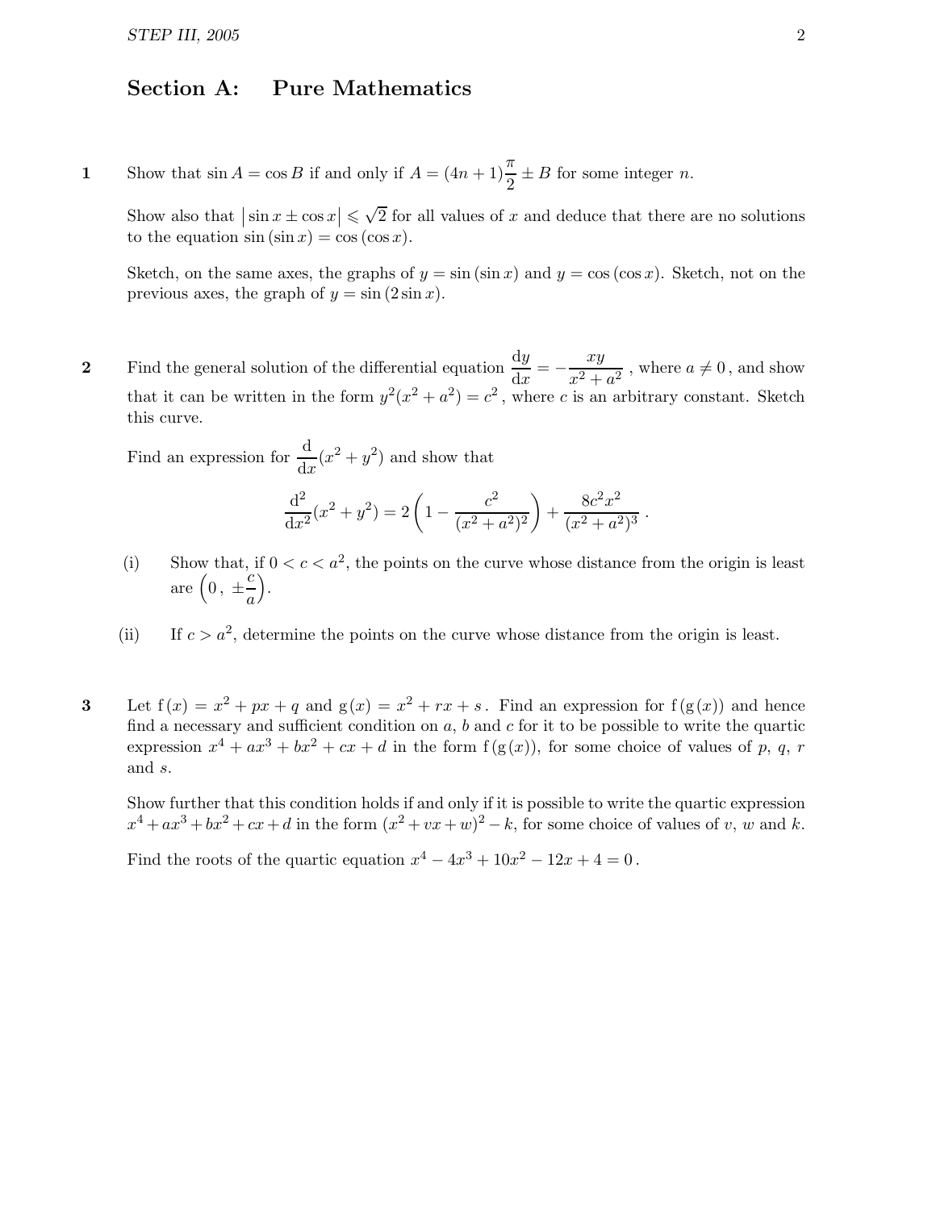## Section A: Pure Mathematics

**1** Show that $\sin A = \cos B$ if and only if $A = (4n+1)\dfrac{\pi}{2} \pm B$ for some integer $n$.

Show also that $\left|\sin x \pm \cos x\right| \leqslant \sqrt{2}$ for all values of $x$ and deduce that there are no solutions to the equation $\sin(\sin x) = \cos(\cos x)$.

Sketch, on the same axes, the graphs of $y = \sin(\sin x)$ and $y = \cos(\cos x)$. Sketch, not on the previous axes, the graph of $y = \sin(2\sin x)$.

**2** Find the general solution of the differential equation $\dfrac{\mathrm{d}y}{\mathrm{d}x} = -\dfrac{xy}{x^2+a^2}$, where $a \neq 0$, and show that it can be written in the form $y^2(x^2+a^2) = c^2$, where $c$ is an arbitrary constant. Sketch this curve.

Find an expression for $\dfrac{\mathrm{d}}{\mathrm{d}x}(x^2+y^2)$ and show that

$$\frac{\mathrm{d}^2}{\mathrm{d}x^2}(x^2+y^2) = 2\left(1 - \frac{c^2}{(x^2+a^2)^2}\right) + \frac{8c^2x^2}{(x^2+a^2)^3}\,.$$

(i) Show that, if $0 < c < a^2$, the points on the curve whose distance from the origin is least are $\left(0\,,\ \pm\dfrac{c}{a}\right)$.

(ii) If $c > a^2$, determine the points on the curve whose distance from the origin is least.

**3** Let $\mathrm{f}(x) = x^2 + px + q$ and $\mathrm{g}(x) = x^2 + rx + s$. Find an expression for $\mathrm{f}(\mathrm{g}(x))$ and hence find a necessary and sufficient condition on $a$, $b$ and $c$ for it to be possible to write the quartic expression $x^4 + ax^3 + bx^2 + cx + d$ in the form $\mathrm{f}(\mathrm{g}(x))$, for some choice of values of $p$, $q$, $r$ and $s$.

Show further that this condition holds if and only if it is possible to write the quartic expression $x^4 + ax^3 + bx^2 + cx + d$ in the form $(x^2 + vx + w)^2 - k$, for some choice of values of $v$, $w$ and $k$.

Find the roots of the quartic equation $x^4 - 4x^3 + 10x^2 - 12x + 4 = 0$.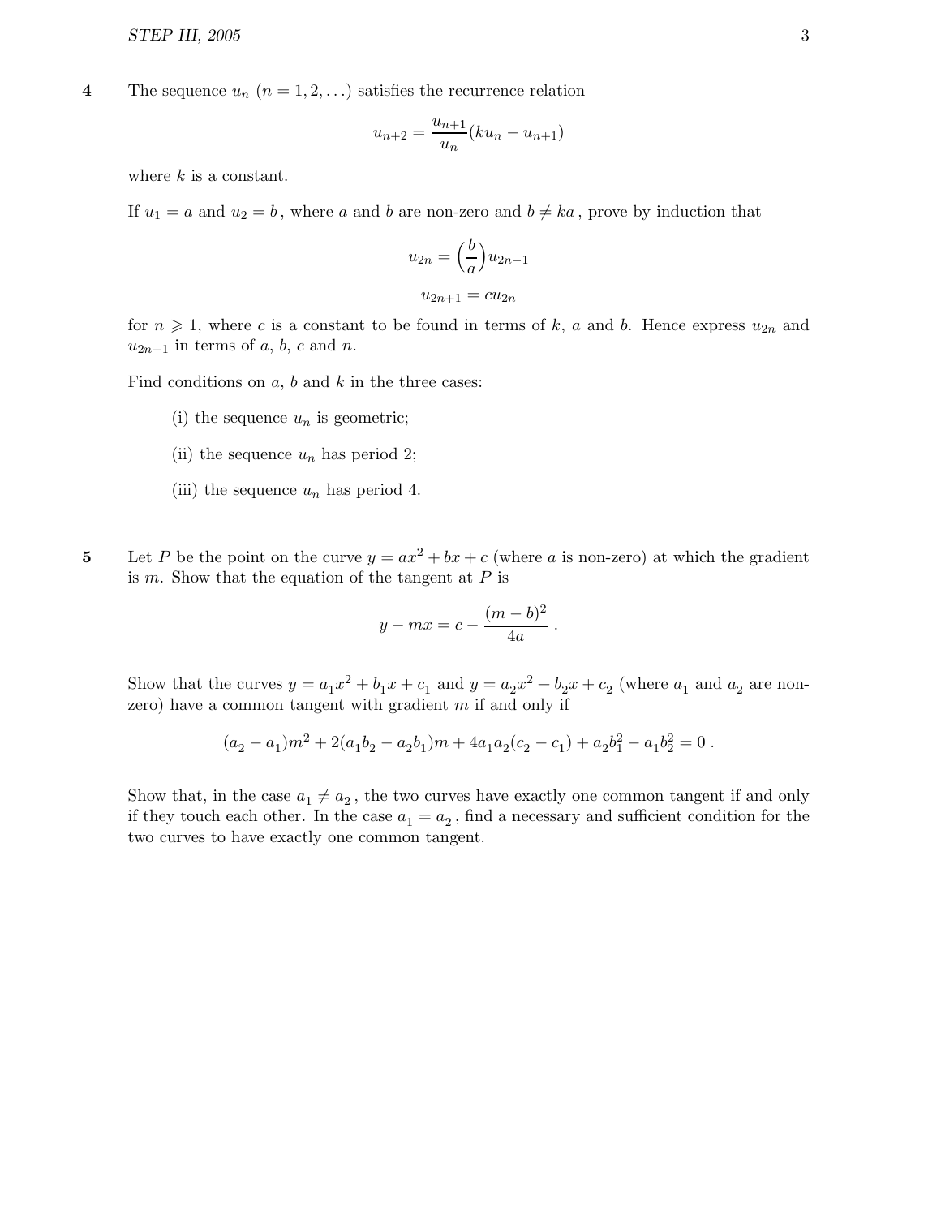**4** The sequence $u_n$ $(n = 1, 2, \ldots)$ satisfies the recurrence relation

$$u_{n+2} = \frac{u_{n+1}}{u_n}(ku_n - u_{n+1})$$

where $k$ is a constant.

If $u_1 = a$ and $u_2 = b$, where $a$ and $b$ are non-zero and $b \neq ka$, prove by induction that

$$u_{2n} = \left(\frac{b}{a}\right)u_{2n-1}$$

$$u_{2n+1} = cu_{2n}$$

for $n \geqslant 1$, where $c$ is a constant to be found in terms of $k$, $a$ and $b$. Hence express $u_{2n}$ and $u_{2n-1}$ in terms of $a$, $b$, $c$ and $n$.

Find conditions on $a$, $b$ and $k$ in the three cases:

(i) the sequence $u_n$ is geometric;

(ii) the sequence $u_n$ has period 2;

(iii) the sequence $u_n$ has period 4.

**5** Let $P$ be the point on the curve $y = ax^2 + bx + c$ (where $a$ is non-zero) at which the gradient is $m$. Show that the equation of the tangent at $P$ is

$$y - mx = c - \frac{(m-b)^2}{4a}.$$

Show that the curves $y = a_1x^2 + b_1x + c_1$ and $y = a_2x^2 + b_2x + c_2$ (where $a_1$ and $a_2$ are non-zero) have a common tangent with gradient $m$ if and only if

$$(a_2 - a_1)m^2 + 2(a_1b_2 - a_2b_1)m + 4a_1a_2(c_2 - c_1) + a_2b_1^2 - a_1b_2^2 = 0.$$

Show that, in the case $a_1 \neq a_2$, the two curves have exactly one common tangent if and only if they touch each other. In the case $a_1 = a_2$, find a necessary and sufficient condition for the two curves to have exactly one common tangent.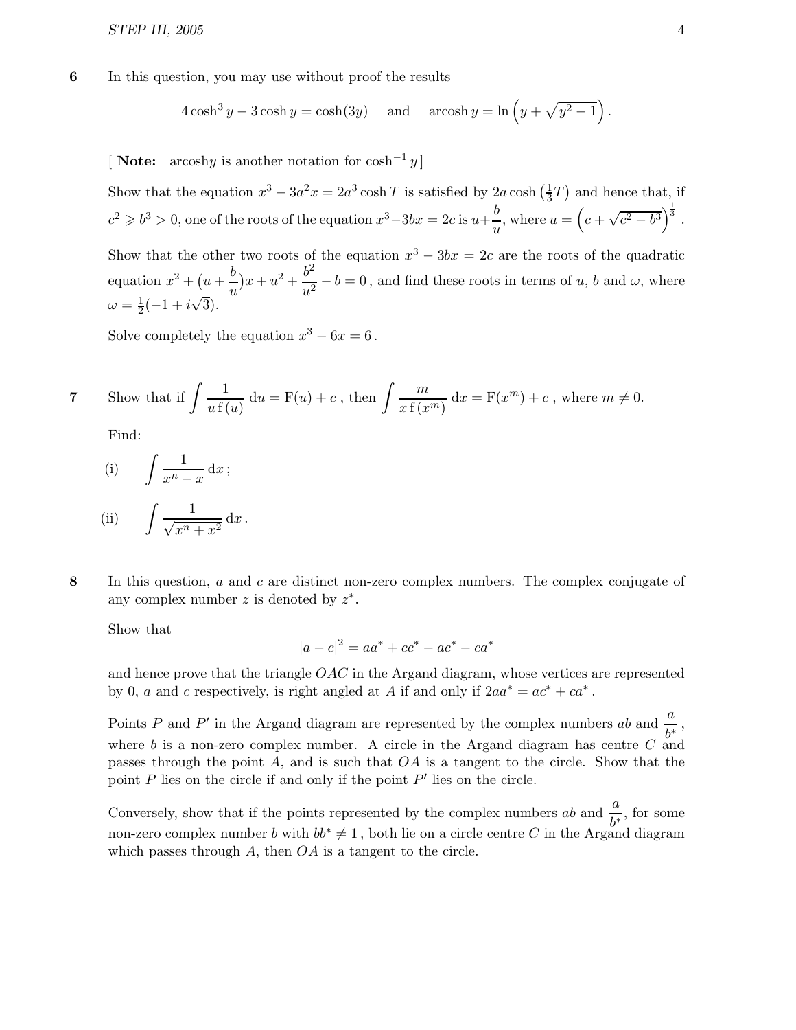**6** In this question, you may use without proof the results

$$4\cosh^3 y - 3\cosh y = \cosh(3y) \quad \text{ and } \quad \operatorname{arcosh} y = \ln\left(y + \sqrt{y^2 - 1}\right).$$

[ **Note:** arcosh$y$ is another notation for $\cosh^{-1} y$ ]

Show that the equation $x^3 - 3a^2x = 2a^3 \cosh T$ is satisfied by $2a\cosh\left(\frac{1}{3}T\right)$ and hence that, if $c^2 \geqslant b^3 > 0$, one of the roots of the equation $x^3 - 3bx = 2c$ is $u + \dfrac{b}{u}$, where $u = \left(c + \sqrt{c^2 - b^3}\right)^{\frac{1}{3}}$.

Show that the other two roots of the equation $x^3 - 3bx = 2c$ are the roots of the quadratic equation $x^2 + \left(u + \dfrac{b}{u}\right)x + u^2 + \dfrac{b^2}{u^2} - b = 0$, and find these roots in terms of $u$, $b$ and $\omega$, where $\omega = \frac{1}{2}(-1 + i\sqrt{3})$.

Solve completely the equation $x^3 - 6x = 6$.

**7** Show that if $\displaystyle\int \frac{1}{u\,\mathrm{f}(u)}\,\mathrm{d}u = \mathrm{F}(u) + c$, then $\displaystyle\int \frac{m}{x\,\mathrm{f}(x^m)}\,\mathrm{d}x = \mathrm{F}(x^m) + c$, where $m \neq 0$.

Find:

(i) $\displaystyle\int \frac{1}{x^n - x}\,\mathrm{d}x$;

(ii) $\displaystyle\int \frac{1}{\sqrt{x^n + x^2}}\,\mathrm{d}x$.

**8** In this question, $a$ and $c$ are distinct non-zero complex numbers. The complex conjugate of any complex number $z$ is denoted by $z^*$.

Show that

$$|a - c|^2 = aa^* + cc^* - ac^* - ca^*$$

and hence prove that the triangle $OAC$ in the Argand diagram, whose vertices are represented by 0, $a$ and $c$ respectively, is right angled at $A$ if and only if $2aa^* = ac^* + ca^*$.

Points $P$ and $P'$ in the Argand diagram are represented by the complex numbers $ab$ and $\dfrac{a}{b^*}$, where $b$ is a non-zero complex number. A circle in the Argand diagram has centre $C$ and passes through the point $A$, and is such that $OA$ is a tangent to the circle. Show that the point $P$ lies on the circle if and only if the point $P'$ lies on the circle.

Conversely, show that if the points represented by the complex numbers $ab$ and $\dfrac{a}{b^*}$, for some non-zero complex number $b$ with $bb^* \neq 1$, both lie on a circle centre $C$ in the Argand diagram which passes through $A$, then $OA$ is a tangent to the circle.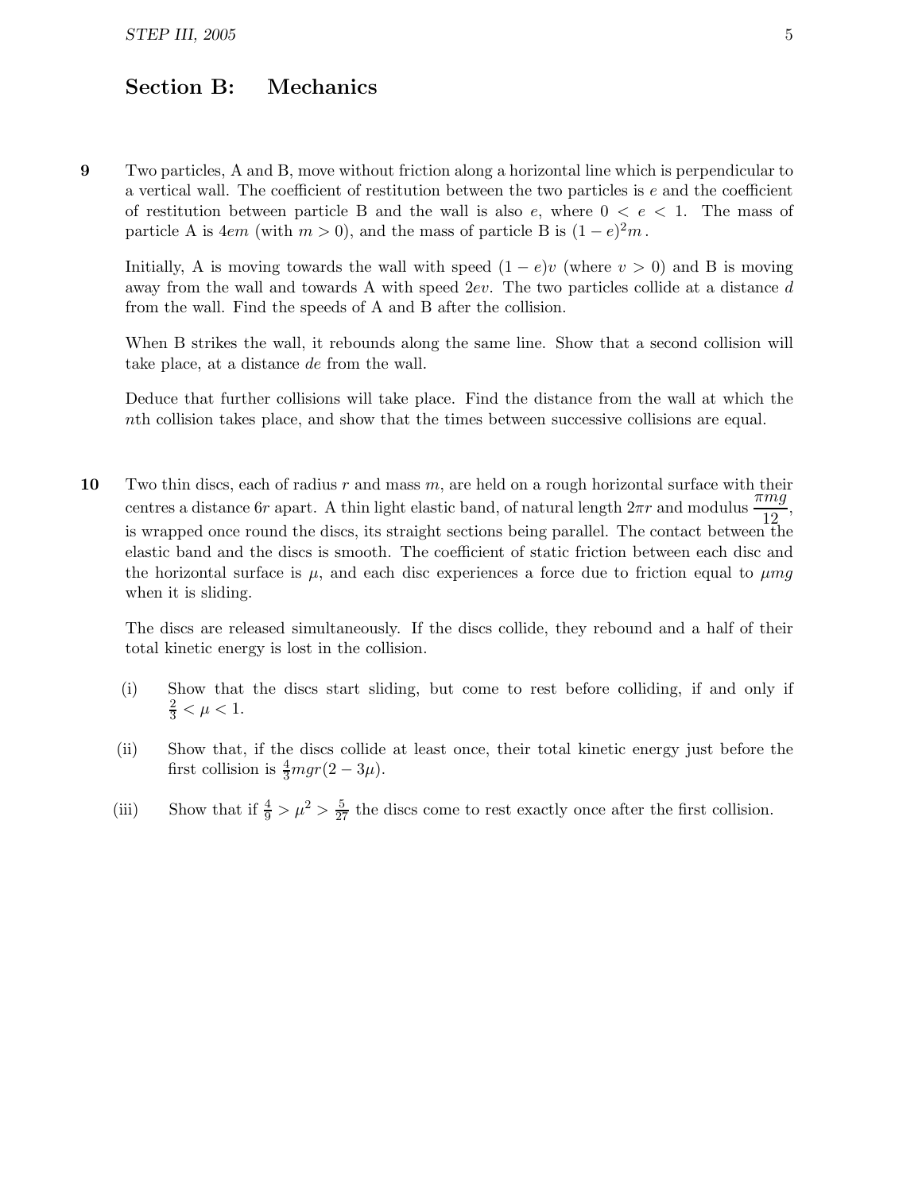## Section B: Mechanics

**9** Two particles, A and B, move without friction along a horizontal line which is perpendicular to a vertical wall. The coefficient of restitution between the two particles is $e$ and the coefficient of restitution between particle B and the wall is also $e$, where $0 < e < 1$. The mass of particle A is $4em$ (with $m > 0$), and the mass of particle B is $(1-e)^2 m$.

Initially, A is moving towards the wall with speed $(1-e)v$ (where $v > 0$) and B is moving away from the wall and towards A with speed $2ev$. The two particles collide at a distance $d$ from the wall. Find the speeds of A and B after the collision.

When B strikes the wall, it rebounds along the same line. Show that a second collision will take place, at a distance $de$ from the wall.

Deduce that further collisions will take place. Find the distance from the wall at which the $n$th collision takes place, and show that the times between successive collisions are equal.

**10** Two thin discs, each of radius $r$ and mass $m$, are held on a rough horizontal surface with their centres a distance $6r$ apart. A thin light elastic band, of natural length $2\pi r$ and modulus $\dfrac{\pi mg}{12}$, is wrapped once round the discs, its straight sections being parallel. The contact between the elastic band and the discs is smooth. The coefficient of static friction between each disc and the horizontal surface is $\mu$, and each disc experiences a force due to friction equal to $\mu mg$ when it is sliding.

The discs are released simultaneously. If the discs collide, they rebound and a half of their total kinetic energy is lost in the collision.

(i) Show that the discs start sliding, but come to rest before colliding, if and only if $\frac{2}{3} < \mu < 1$.

(ii) Show that, if the discs collide at least once, their total kinetic energy just before the first collision is $\frac{4}{3}mgr(2 - 3\mu)$.

(iii) Show that if $\frac{4}{9} > \mu^2 > \frac{5}{27}$ the discs come to rest exactly once after the first collision.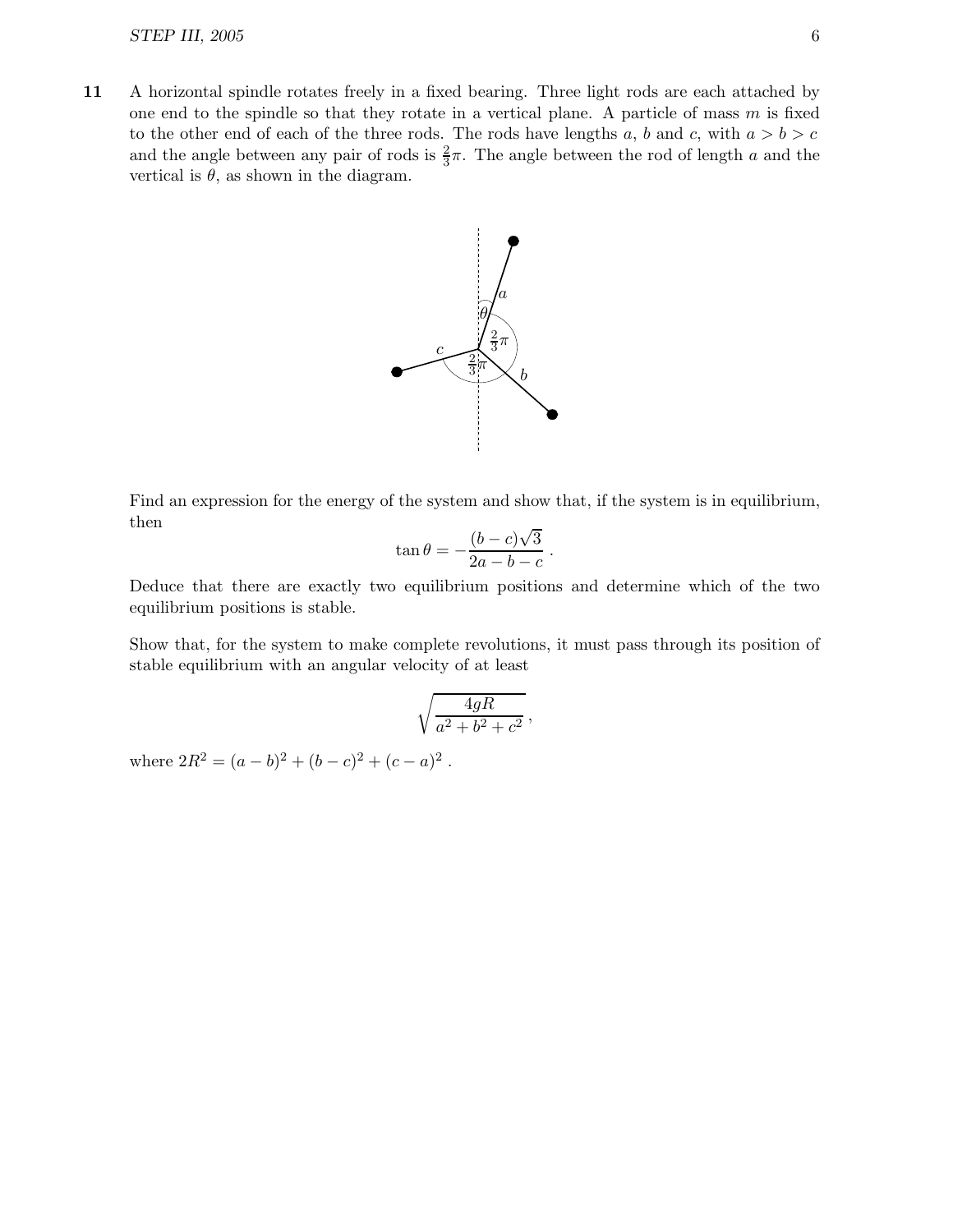**11** A horizontal spindle rotates freely in a fixed bearing. Three light rods are each attached by one end to the spindle so that they rotate in a vertical plane. A particle of mass $m$ is fixed to the other end of each of the three rods. The rods have lengths $a$, $b$ and $c$, with $a > b > c$ and the angle between any pair of rods is $\frac{2}{3}\pi$. The angle between the rod of length $a$ and the vertical is $\theta$, as shown in the diagram.

Find an expression for the energy of the system and show that, if the system is in equilibrium, then

$$\tan\theta = -\frac{(b-c)\sqrt{3}}{2a-b-c}\,.$$

Deduce that there are exactly two equilibrium positions and determine which of the two equilibrium positions is stable.

Show that, for the system to make complete revolutions, it must pass through its position of stable equilibrium with an angular velocity of at least

$$\sqrt{\frac{4gR}{a^2+b^2+c^2}}\,,$$

where $2R^2 = (a-b)^2 + (b-c)^2 + (c-a)^2$ .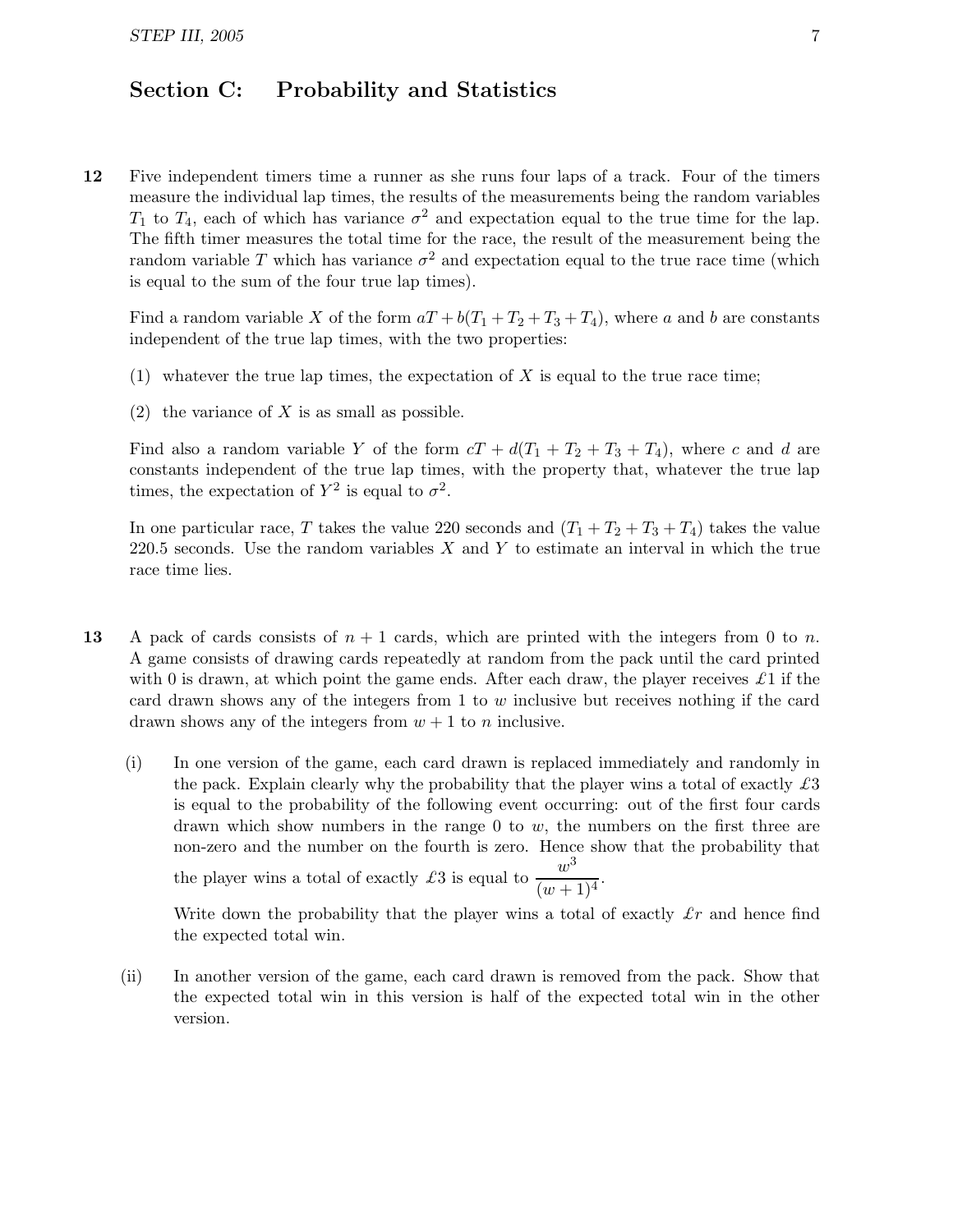## Section C: Probability and Statistics

**12** Five independent timers time a runner as she runs four laps of a track. Four of the timers measure the individual lap times, the results of the measurements being the random variables $T_1$ to $T_4$, each of which has variance $\sigma^2$ and expectation equal to the true time for the lap. The fifth timer measures the total time for the race, the result of the measurement being the random variable $T$ which has variance $\sigma^2$ and expectation equal to the true race time (which is equal to the sum of the four true lap times).

Find a random variable $X$ of the form $aT + b(T_1 + T_2 + T_3 + T_4)$, where $a$ and $b$ are constants independent of the true lap times, with the two properties:

(1) whatever the true lap times, the expectation of $X$ is equal to the true race time;

(2) the variance of $X$ is as small as possible.

Find also a random variable $Y$ of the form $cT + d(T_1 + T_2 + T_3 + T_4)$, where $c$ and $d$ are constants independent of the true lap times, with the property that, whatever the true lap times, the expectation of $Y^2$ is equal to $\sigma^2$.

In one particular race, $T$ takes the value 220 seconds and $(T_1 + T_2 + T_3 + T_4)$ takes the value 220.5 seconds. Use the random variables $X$ and $Y$ to estimate an interval in which the true race time lies.

**13** A pack of cards consists of $n+1$ cards, which are printed with the integers from 0 to $n$. A game consists of drawing cards repeatedly at random from the pack until the card printed with 0 is drawn, at which point the game ends. After each draw, the player receives £1 if the card drawn shows any of the integers from 1 to $w$ inclusive but receives nothing if the card drawn shows any of the integers from $w+1$ to $n$ inclusive.

(i) In one version of the game, each card drawn is replaced immediately and randomly in the pack. Explain clearly why the probability that the player wins a total of exactly £3 is equal to the probability of the following event occurring: out of the first four cards drawn which show numbers in the range 0 to $w$, the numbers on the first three are non-zero and the number on the fourth is zero. Hence show that the probability that the player wins a total of exactly £3 is equal to $\dfrac{w^3}{(w+1)^4}$.

Write down the probability that the player wins a total of exactly £$r$ and hence find the expected total win.

(ii) In another version of the game, each card drawn is removed from the pack. Show that the expected total win in this version is half of the expected total win in the other version.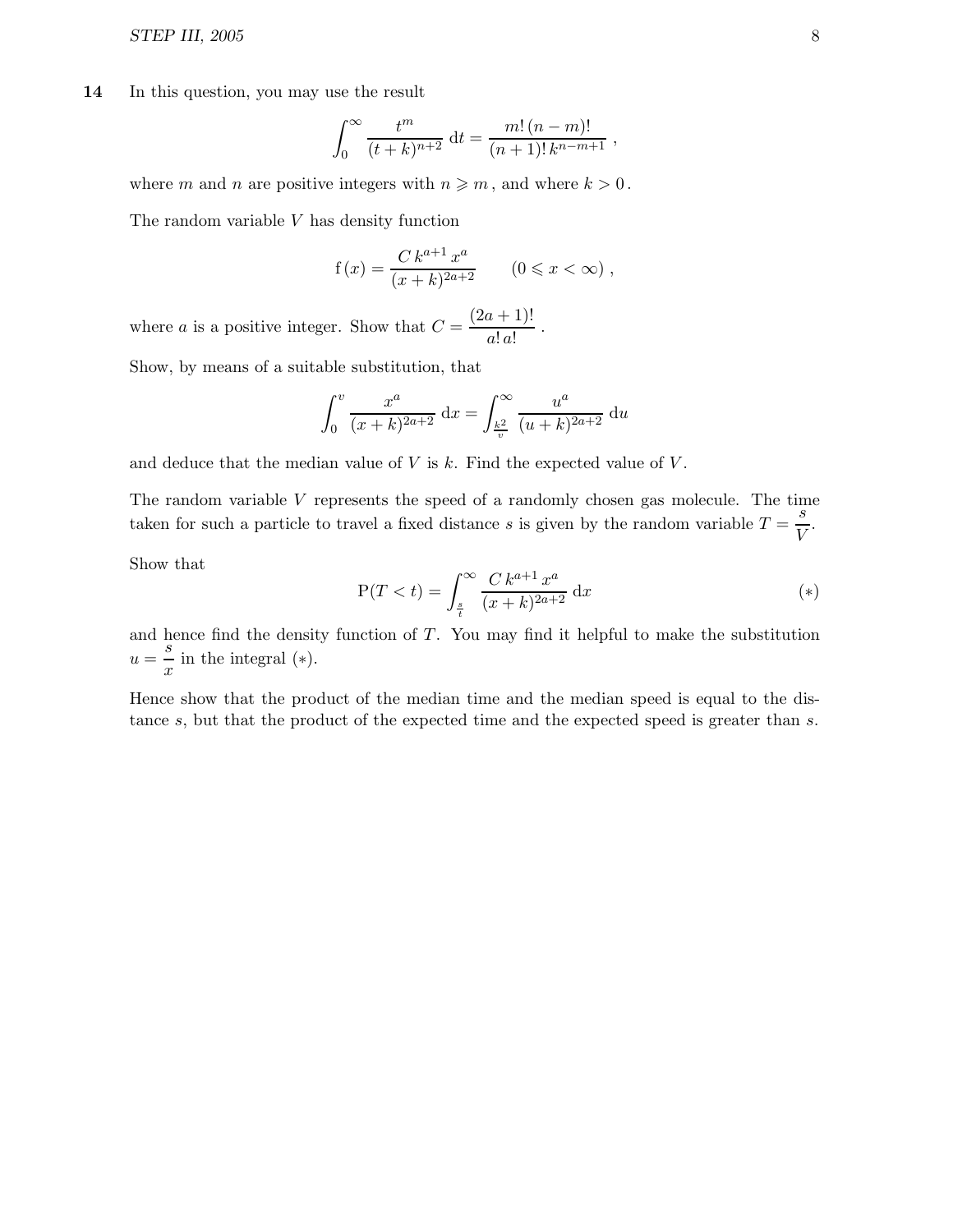**14** In this question, you may use the result

$$\int_0^\infty \frac{t^m}{(t+k)^{n+2}}\,\mathrm{d}t = \frac{m!\,(n-m)!}{(n+1)!\,k^{n-m+1}}\,,$$

where $m$ and $n$ are positive integers with $n \geqslant m$, and where $k > 0$.

The random variable $V$ has density function

$$\mathrm{f}\,(x) = \frac{C\,k^{a+1}\,x^a}{(x+k)^{2a+2}} \qquad (0 \leqslant x < \infty)\,,$$

where $a$ is a positive integer. Show that $C = \dfrac{(2a+1)!}{a!\,a!}$.

Show, by means of a suitable substitution, that

$$\int_0^v \frac{x^a}{(x+k)^{2a+2}}\,\mathrm{d}x = \int_{\frac{k^2}{v}}^\infty \frac{u^a}{(u+k)^{2a+2}}\,\mathrm{d}u$$

and deduce that the median value of $V$ is $k$. Find the expected value of $V$.

The random variable $V$ represents the speed of a randomly chosen gas molecule. The time taken for such a particle to travel a fixed distance $s$ is given by the random variable $T = \dfrac{s}{V}$.

Show that

$$\mathrm{P}(T < t) = \int_{\frac{s}{t}}^\infty \frac{C\,k^{a+1}\,x^a}{(x+k)^{2a+2}}\,\mathrm{d}x \qquad (*)$$

and hence find the density function of $T$. You may find it helpful to make the substitution $u = \dfrac{s}{x}$ in the integral $(*)$.

Hence show that the product of the median time and the median speed is equal to the distance $s$, but that the product of the expected time and the expected speed is greater than $s$.